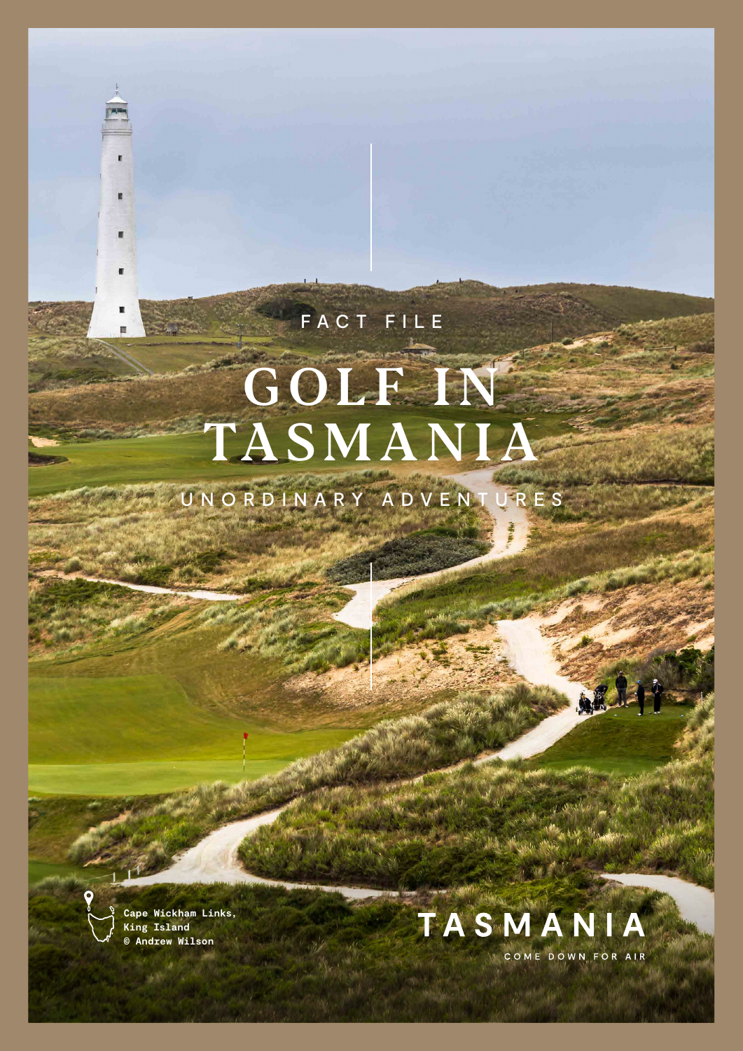FACT FILE

# GOLF IN TASMANIA

UNORDINARY ADVENTURES

Cape Wickham Links, King Island
© Andrew Wilson

TASMANIA

COME DOWN FOR AIR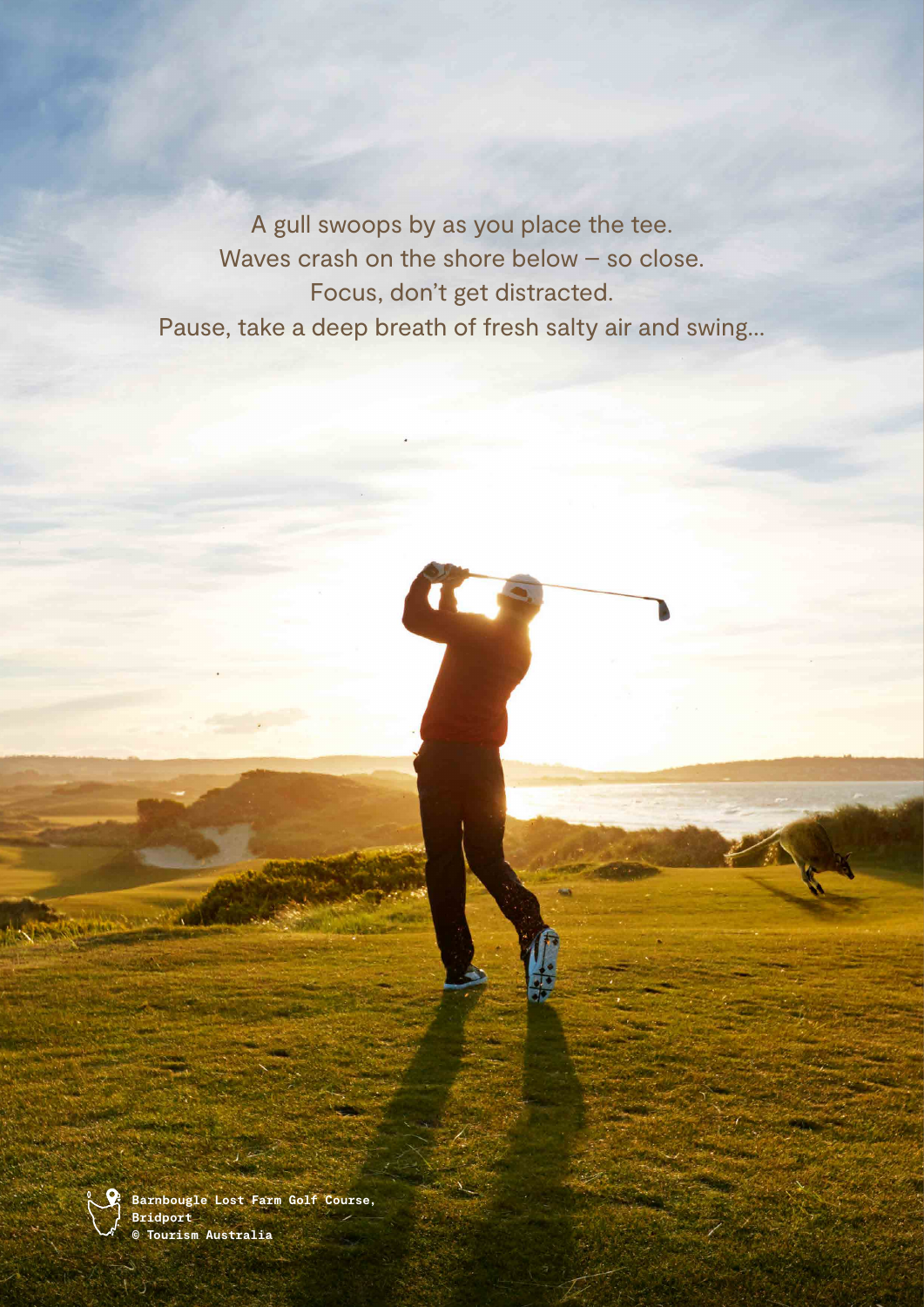A gull swoops by as you place the tee.
Waves crash on the shore below – so close.
Focus, don't get distracted.
Pause, take a deep breath of fresh salty air and swing...

Barnbougle Lost Farm Golf Course, Bridport
© Tourism Australia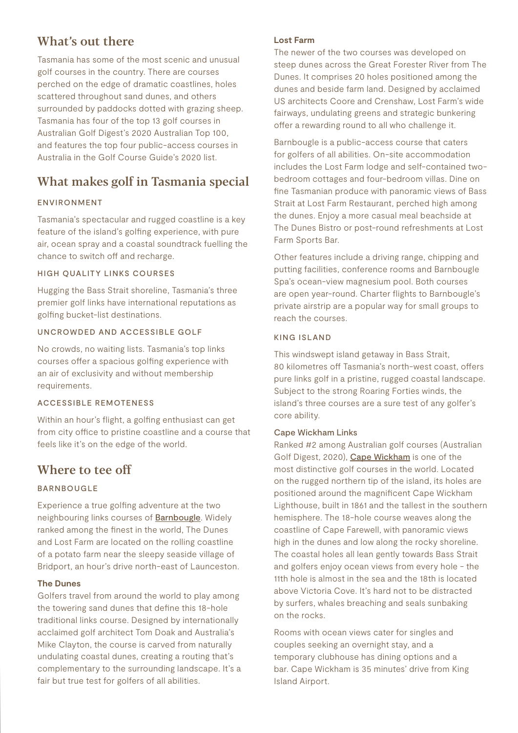## What's out there

Tasmania has some of the most scenic and unusual golf courses in the country. There are courses perched on the edge of dramatic coastlines, holes scattered throughout sand dunes, and others surrounded by paddocks dotted with grazing sheep. Tasmania has four of the top 13 golf courses in Australian Golf Digest's 2020 Australian Top 100, and features the top four public-access courses in Australia in the Golf Course Guide's 2020 list.

## What makes golf in Tasmania special

### ENVIRONMENT

Tasmania's spectacular and rugged coastline is a key feature of the island's golfing experience, with pure air, ocean spray and a coastal soundtrack fuelling the chance to switch off and recharge.

### HIGH QUALITY LINKS COURSES

Hugging the Bass Strait shoreline, Tasmania's three premier golf links have international reputations as golfing bucket-list destinations.

### UNCROWDED AND ACCESSIBLE GOLF

No crowds, no waiting lists. Tasmania's top links courses offer a spacious golfing experience with an air of exclusivity and without membership requirements.

### ACCESSIBLE REMOTENESS

Within an hour's flight, a golfing enthusiast can get from city office to pristine coastline and a course that feels like it's on the edge of the world.

## Where to tee off

### BARNBOUGLE

Experience a true golfing adventure at the two neighbouring links courses of Barnbougle. Widely ranked among the finest in the world, The Dunes and Lost Farm are located on the rolling coastline of a potato farm near the sleepy seaside village of Bridport, an hour's drive north-east of Launceston.

**The Dunes**

Golfers travel from around the world to play among the towering sand dunes that define this 18-hole traditional links course. Designed by internationally acclaimed golf architect Tom Doak and Australia's Mike Clayton, the course is carved from naturally undulating coastal dunes, creating a routing that's complementary to the surrounding landscape. It's a fair but true test for golfers of all abilities.

**Lost Farm**

The newer of the two courses was developed on steep dunes across the Great Forester River from The Dunes. It comprises 20 holes positioned among the dunes and beside farm land. Designed by acclaimed US architects Coore and Crenshaw, Lost Farm's wide fairways, undulating greens and strategic bunkering offer a rewarding round to all who challenge it.

Barnbougle is a public-access course that caters for golfers of all abilities. On-site accommodation includes the Lost Farm lodge and self-contained two-bedroom cottages and four-bedroom villas. Dine on fine Tasmanian produce with panoramic views of Bass Strait at Lost Farm Restaurant, perched high among the dunes. Enjoy a more casual meal beachside at The Dunes Bistro or post-round refreshments at Lost Farm Sports Bar.

Other features include a driving range, chipping and putting facilities, conference rooms and Barnbougle Spa's ocean-view magnesium pool. Both courses are open year-round. Charter flights to Barnbougle's private airstrip are a popular way for small groups to reach the courses.

### KING ISLAND

This windswept island getaway in Bass Strait, 80 kilometres off Tasmania's north-west coast, offers pure links golf in a pristine, rugged coastal landscape. Subject to the strong Roaring Forties winds, the island's three courses are a sure test of any golfer's core ability.

**Cape Wickham Links**

Ranked #2 among Australian golf courses (Australian Golf Digest, 2020), Cape Wickham is one of the most distinctive golf courses in the world. Located on the rugged northern tip of the island, its holes are positioned around the magnificent Cape Wickham Lighthouse, built in 1861 and the tallest in the southern hemisphere. The 18-hole course weaves along the coastline of Cape Farewell, with panoramic views high in the dunes and low along the rocky shoreline. The coastal holes all lean gently towards Bass Strait and golfers enjoy ocean views from every hole - the 11th hole is almost in the sea and the 18th is located above Victoria Cove. It's hard not to be distracted by surfers, whales breaching and seals sunbaking on the rocks.

Rooms with ocean views cater for singles and couples seeking an overnight stay, and a temporary clubhouse has dining options and a bar. Cape Wickham is 35 minutes' drive from King Island Airport.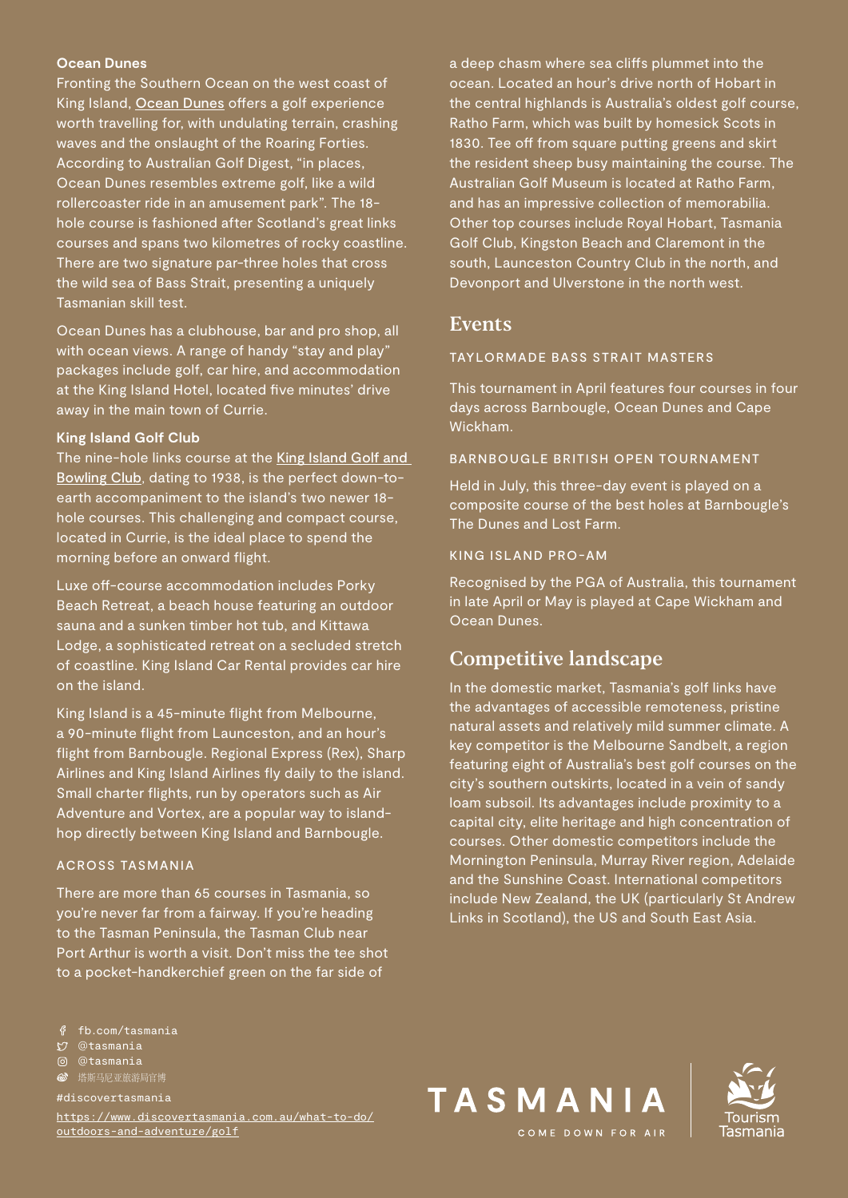### Ocean Dunes

Fronting the Southern Ocean on the west coast of King Island, Ocean Dunes offers a golf experience worth travelling for, with undulating terrain, crashing waves and the onslaught of the Roaring Forties. According to Australian Golf Digest, "in places, Ocean Dunes resembles extreme golf, like a wild rollercoaster ride in an amusement park". The 18-hole course is fashioned after Scotland's great links courses and spans two kilometres of rocky coastline. There are two signature par-three holes that cross the wild sea of Bass Strait, presenting a uniquely Tasmanian skill test.

Ocean Dunes has a clubhouse, bar and pro shop, all with ocean views. A range of handy "stay and play" packages include golf, car hire, and accommodation at the King Island Hotel, located five minutes' drive away in the main town of Currie.

### King Island Golf Club

The nine-hole links course at the King Island Golf and Bowling Club, dating to 1938, is the perfect down-to-earth accompaniment to the island's two newer 18-hole courses. This challenging and compact course, located in Currie, is the ideal place to spend the morning before an onward flight.

Luxe off-course accommodation includes Porky Beach Retreat, a beach house featuring an outdoor sauna and a sunken timber hot tub, and Kittawa Lodge, a sophisticated retreat on a secluded stretch of coastline. King Island Car Rental provides car hire on the island.

King Island is a 45-minute flight from Melbourne, a 90-minute flight from Launceston, and an hour's flight from Barnbougle. Regional Express (Rex), Sharp Airlines and King Island Airlines fly daily to the island. Small charter flights, run by operators such as Air Adventure and Vortex, are a popular way to island-hop directly between King Island and Barnbougle.

### ACROSS TASMANIA

There are more than 65 courses in Tasmania, so you're never far from a fairway. If you're heading to the Tasman Peninsula, the Tasman Club near Port Arthur is worth a visit. Don't miss the tee shot to a pocket-handkerchief green on the far side of a deep chasm where sea cliffs plummet into the ocean. Located an hour's drive north of Hobart in the central highlands is Australia's oldest golf course, Ratho Farm, which was built by homesick Scots in 1830. Tee off from square putting greens and skirt the resident sheep busy maintaining the course. The Australian Golf Museum is located at Ratho Farm, and has an impressive collection of memorabilia. Other top courses include Royal Hobart, Tasmania Golf Club, Kingston Beach and Claremont in the south, Launceston Country Club in the north, and Devonport and Ulverstone in the north west.

## Events

### TAYLORMADE BASS STRAIT MASTERS

This tournament in April features four courses in four days across Barnbougle, Ocean Dunes and Cape Wickham.

### BARNBOUGLE BRITISH OPEN TOURNAMENT

Held in July, this three-day event is played on a composite course of the best holes at Barnbougle's The Dunes and Lost Farm.

### KING ISLAND PRO-AM

Recognised by the PGA of Australia, this tournament in late April or May is played at Cape Wickham and Ocean Dunes.

## Competitive landscape

In the domestic market, Tasmania's golf links have the advantages of accessible remoteness, pristine natural assets and relatively mild summer climate. A key competitor is the Melbourne Sandbelt, a region featuring eight of Australia's best golf courses on the city's southern outskirts, located in a vein of sandy loam subsoil. Its advantages include proximity to a capital city, elite heritage and high concentration of courses. Other domestic competitors include the Mornington Peninsula, Murray River region, Adelaide and the Sunshine Coast. International competitors include New Zealand, the UK (particularly St Andrew Links in Scotland), the US and South East Asia.

fb.com/tasmania
@tasmania
@tasmania
塔斯马尼亚旅游局官博

#discovertasmania

https://www.discovertasmania.com.au/what-to-do/outdoors-and-adventure/golf

TASMANIA
COME DOWN FOR AIR

Tourism Tasmania